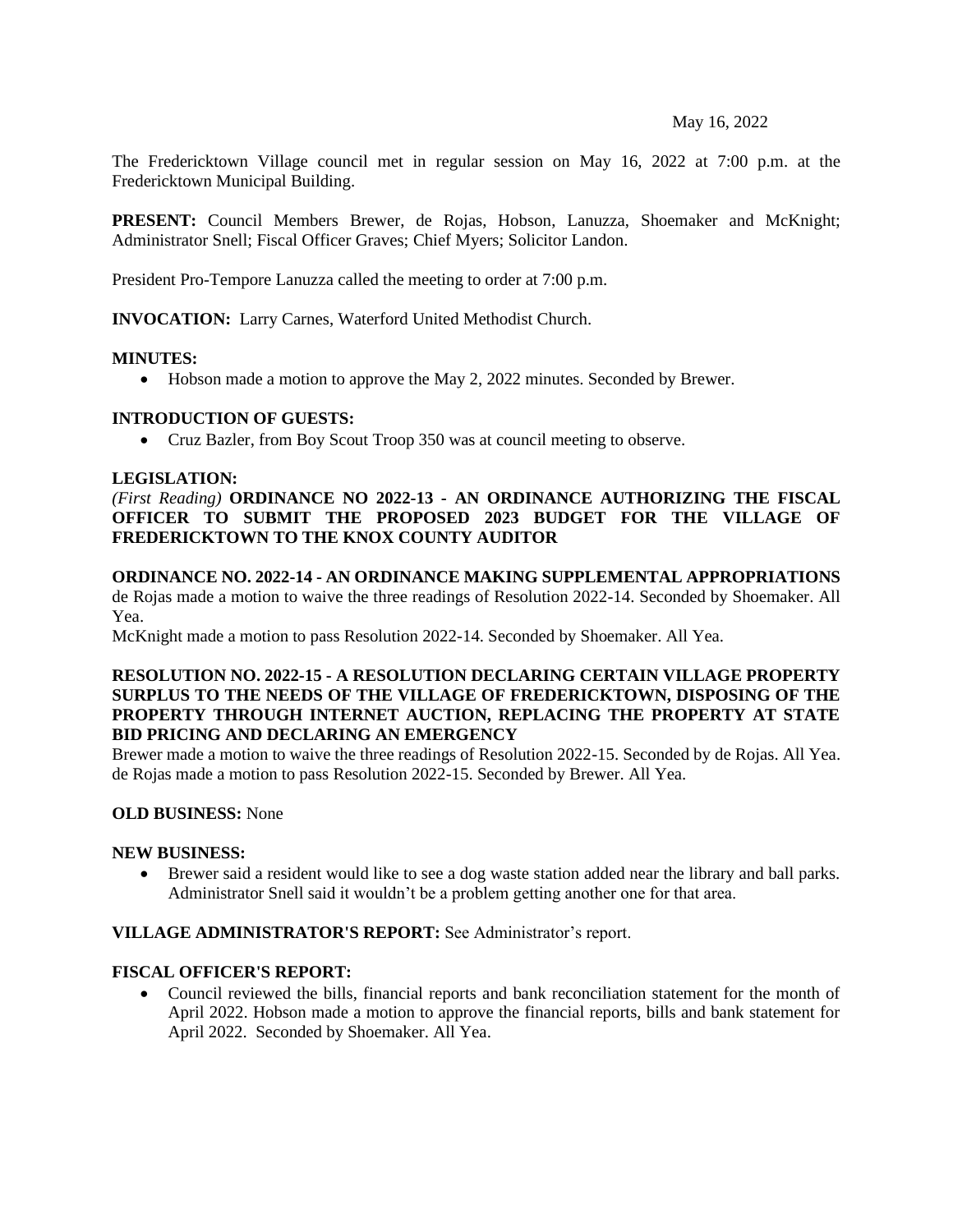May 16, 2022

The Fredericktown Village council met in regular session on May 16, 2022 at 7:00 p.m. at the Fredericktown Municipal Building.

**PRESENT:** Council Members Brewer, de Rojas, Hobson, Lanuzza, Shoemaker and McKnight; Administrator Snell; Fiscal Officer Graves; Chief Myers; Solicitor Landon.

President Pro-Tempore Lanuzza called the meeting to order at 7:00 p.m.

**INVOCATION:** Larry Carnes, Waterford United Methodist Church.

**MINUTES:**

- Hobson made a motion to approve the May 2, 2022 minutes. Seconded by Brewer.

**INTRODUCTION OF GUESTS:**

- Cruz Bazler, from Boy Scout Troop 350 was at council meeting to observe.

**LEGISLATION:**

*(First Reading)* **ORDINANCE NO 2022-13 - AN ORDINANCE AUTHORIZING THE FISCAL OFFICER TO SUBMIT THE PROPOSED 2023 BUDGET FOR THE VILLAGE OF FREDERICKTOWN TO THE KNOX COUNTY AUDITOR**

**ORDINANCE NO. 2022-14 - AN ORDINANCE MAKING SUPPLEMENTAL APPROPRIATIONS**
de Rojas made a motion to waive the three readings of Resolution 2022-14. Seconded by Shoemaker. All Yea.
McKnight made a motion to pass Resolution 2022-14. Seconded by Shoemaker. All Yea.

**RESOLUTION NO. 2022-15 - A RESOLUTION DECLARING CERTAIN VILLAGE PROPERTY SURPLUS TO THE NEEDS OF THE VILLAGE OF FREDERICKTOWN, DISPOSING OF THE PROPERTY THROUGH INTERNET AUCTION, REPLACING THE PROPERTY AT STATE BID PRICING AND DECLARING AN EMERGENCY**
Brewer made a motion to waive the three readings of Resolution 2022-15. Seconded by de Rojas. All Yea.
de Rojas made a motion to pass Resolution 2022-15. Seconded by Brewer. All Yea.

**OLD BUSINESS:** None

**NEW BUSINESS:**

- Brewer said a resident would like to see a dog waste station added near the library and ball parks. Administrator Snell said it wouldn't be a problem getting another one for that area.

**VILLAGE ADMINISTRATOR'S REPORT:** See Administrator's report.

**FISCAL OFFICER'S REPORT:**

- Council reviewed the bills, financial reports and bank reconciliation statement for the month of April 2022. Hobson made a motion to approve the financial reports, bills and bank statement for April 2022. Seconded by Shoemaker. All Yea.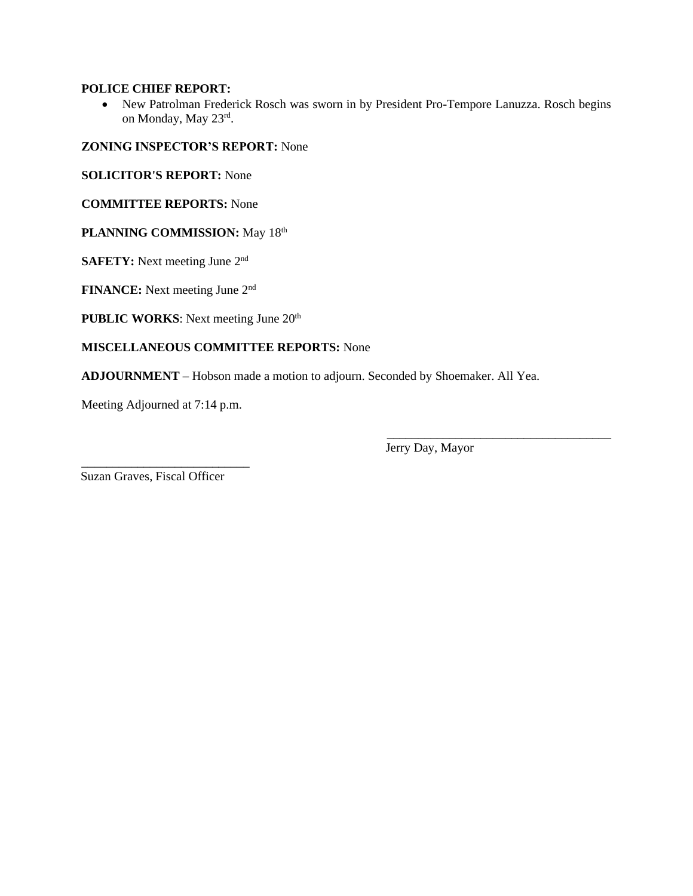**POLICE CHIEF REPORT:**

- New Patrolman Frederick Rosch was sworn in by President Pro-Tempore Lanuzza. Rosch begins on Monday, May 23rd.

**ZONING INSPECTOR'S REPORT:** None

**SOLICITOR'S REPORT:** None

**COMMITTEE REPORTS:** None

**PLANNING COMMISSION:** May 18th

**SAFETY:** Next meeting June 2nd

**FINANCE:** Next meeting June 2nd

**PUBLIC WORKS**: Next meeting June 20th

**MISCELLANEOUS COMMITTEE REPORTS:** None

**ADJOURNMENT** – Hobson made a motion to adjourn. Seconded by Shoemaker. All Yea.

Meeting Adjourned at 7:14 p.m.

\_\_\_\_\_\_\_\_\_\_\_\_\_\_\_\_\_\_\_\_\_\_\_\_\_\_\_\_\_\_\_\_\_\_\_\_\_\_
Jerry Day, Mayor

\_\_\_\_\_\_\_\_\_\_\_\_\_\_\_\_\_\_\_\_\_\_\_\_\_\_\_\_
Suzan Graves, Fiscal Officer